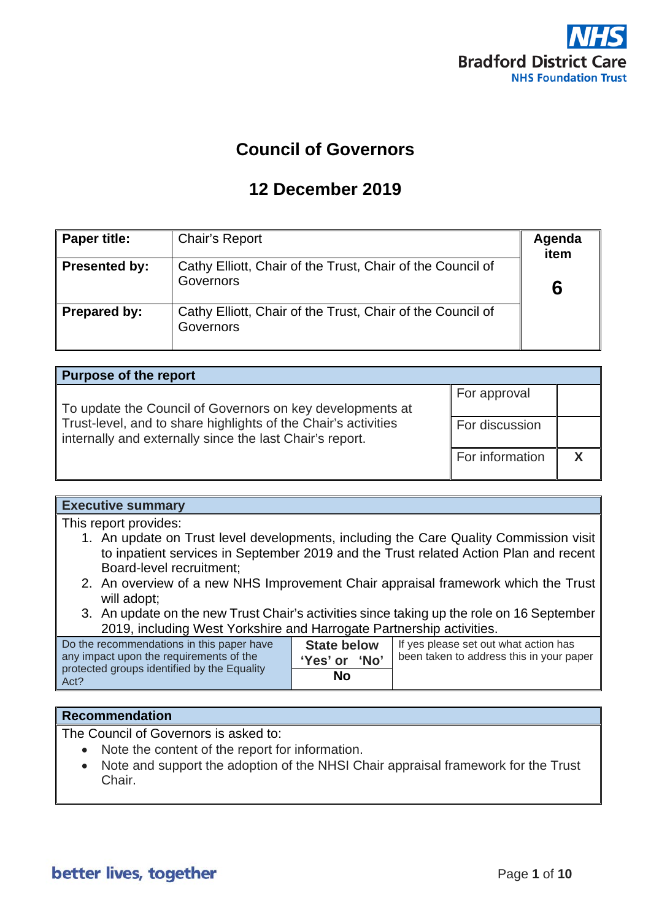Bradford District Care NHS Foundation Trust

# Council of Governors

## 12 December 2019

| Paper title: | Chair's Report | Agenda item 6 |
|---|---|---|
| Presented by: | Cathy Elliott, Chair of the Trust, Chair of the Council of Governors | |
| Prepared by: | Cathy Elliott, Chair of the Trust, Chair of the Council of Governors | |

| Purpose of the report | | |
|---|---|---|
| To update the Council of Governors on key developments at Trust-level, and to share highlights of the Chair's activities internally and externally since the last Chair's report. | For approval | |
| | For discussion | |
| | For information | X |

**Executive summary**

This report provides:

1. An update on Trust level developments, including the Care Quality Commission visit to inpatient services in September 2019 and the Trust related Action Plan and recent Board-level recruitment;
2. An overview of a new NHS Improvement Chair appraisal framework which the Trust will adopt;
3. An update on the new Trust Chair's activities since taking up the role on 16 September 2019, including West Yorkshire and Harrogate Partnership activities.

| Do the recommendations in this paper have any impact upon the requirements of the protected groups identified by the Equality Act? | State below 'Yes' or 'No' | If yes please set out what action has been taken to address this in your paper |
|---|---|---|
| | No | |

**Recommendation**

The Council of Governors is asked to:

- Note the content of the report for information.
- Note and support the adoption of the NHSI Chair appraisal framework for the Trust Chair.

better lives, together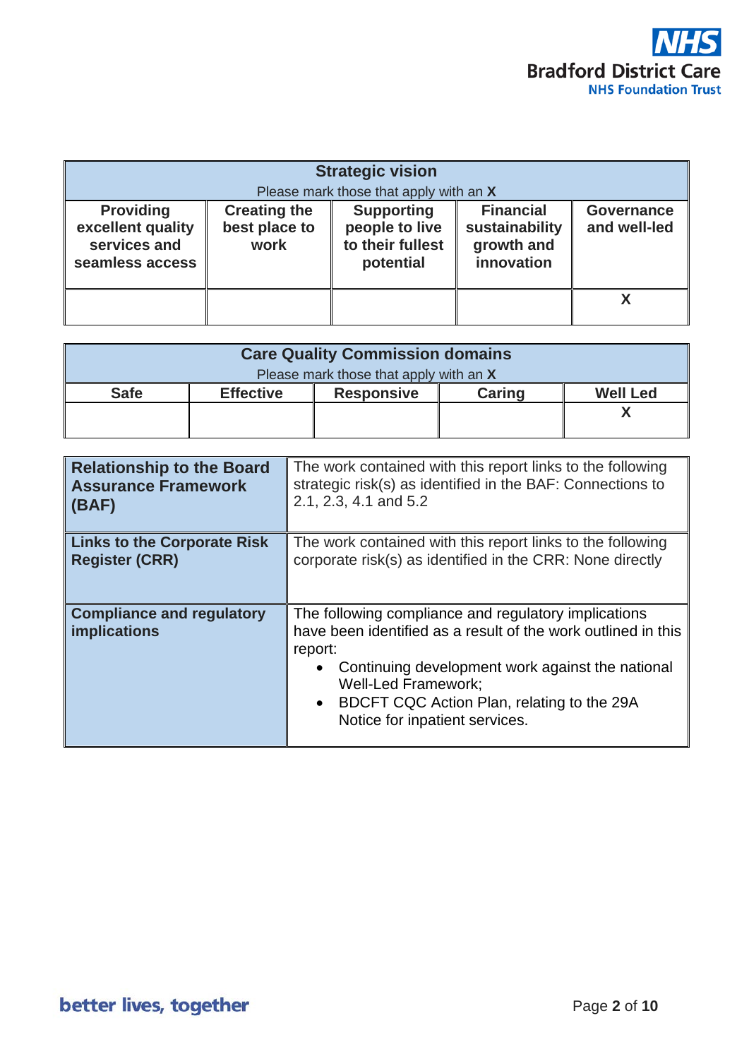| Strategic vision<br>Please mark those that apply with an **X** | | | | |
|---|---|---|---|---|
| **Providing excellent quality services and seamless access** | **Creating the best place to work** | **Supporting people to live to their fullest potential** | **Financial sustainability growth and innovation** | **Governance and well-led** |
| | | | | **X** |

| Care Quality Commission domains<br>Please mark those that apply with an **X** | | | | |
|---|---|---|---|---|
| **Safe** | **Effective** | **Responsive** | **Caring** | **Well Led** |
| | | | | **X** |

| | |
|---|---|
| **Relationship to the Board Assurance Framework (BAF)** | The work contained with this report links to the following strategic risk(s) as identified in the BAF: Connections to 2.1, 2.3, 4.1 and 5.2 |
| **Links to the Corporate Risk Register (CRR)** | The work contained with this report links to the following corporate risk(s) as identified in the CRR: None directly |
| **Compliance and regulatory implications** | The following compliance and regulatory implications have been identified as a result of the work outlined in this report:<br>• Continuing development work against the national Well-Led Framework;<br>• BDCFT CQC Action Plan, relating to the 29A Notice for inpatient services. |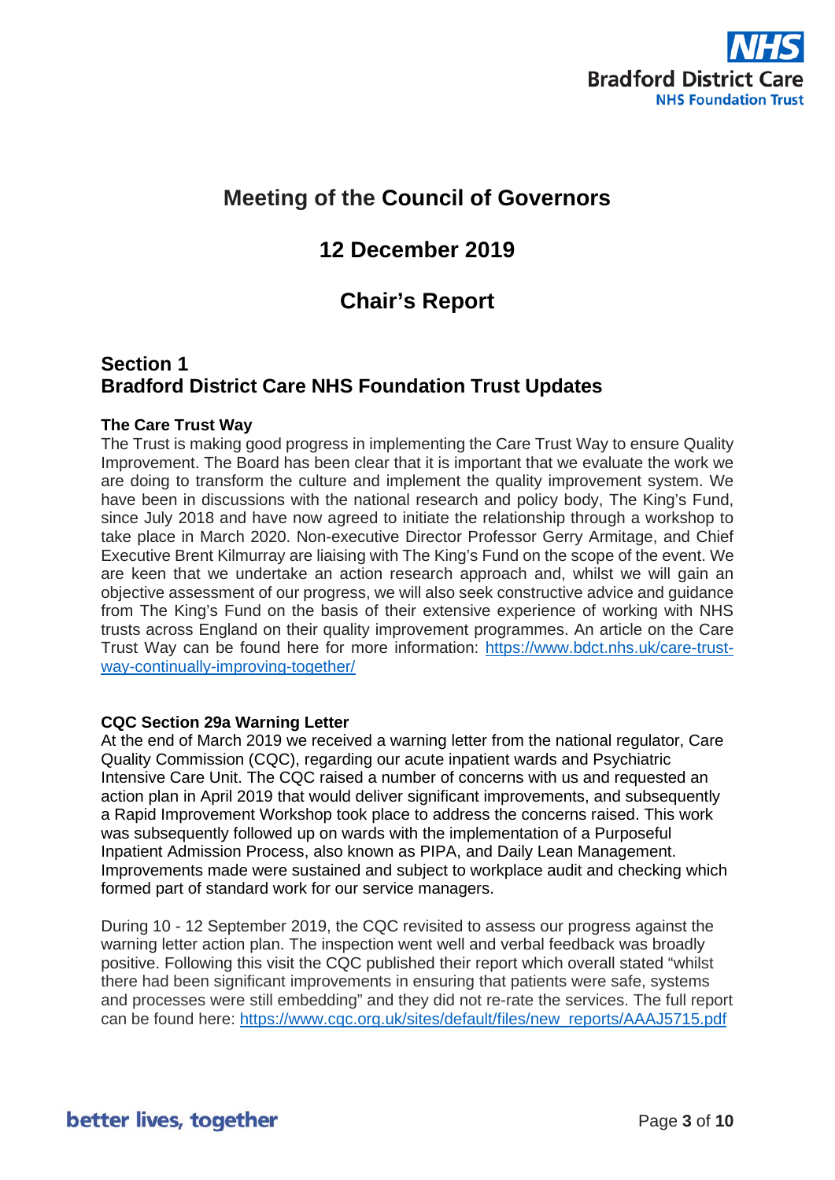# Meeting of the Council of Governors

## 12 December 2019

## Chair's Report

### Section 1
### Bradford District Care NHS Foundation Trust Updates

**The Care Trust Way**

The Trust is making good progress in implementing the Care Trust Way to ensure Quality Improvement. The Board has been clear that it is important that we evaluate the work we are doing to transform the culture and implement the quality improvement system. We have been in discussions with the national research and policy body, The King's Fund, since July 2018 and have now agreed to initiate the relationship through a workshop to take place in March 2020. Non-executive Director Professor Gerry Armitage, and Chief Executive Brent Kilmurray are liaising with The King's Fund on the scope of the event. We are keen that we undertake an action research approach and, whilst we will gain an objective assessment of our progress, we will also seek constructive advice and guidance from The King's Fund on the basis of their extensive experience of working with NHS trusts across England on their quality improvement programmes. An article on the Care Trust Way can be found here for more information: https://www.bdct.nhs.uk/care-trust-way-continually-improving-together/

**CQC Section 29a Warning Letter**

At the end of March 2019 we received a warning letter from the national regulator, Care Quality Commission (CQC), regarding our acute inpatient wards and Psychiatric Intensive Care Unit. The CQC raised a number of concerns with us and requested an action plan in April 2019 that would deliver significant improvements, and subsequently a Rapid Improvement Workshop took place to address the concerns raised. This work was subsequently followed up on wards with the implementation of a Purposeful Inpatient Admission Process, also known as PIPA, and Daily Lean Management. Improvements made were sustained and subject to workplace audit and checking which formed part of standard work for our service managers.

During 10 - 12 September 2019, the CQC revisited to assess our progress against the warning letter action plan. The inspection went well and verbal feedback was broadly positive. Following this visit the CQC published their report which overall stated "whilst there had been significant improvements in ensuring that patients were safe, systems and processes were still embedding" and they did not re-rate the services. The full report can be found here: https://www.cqc.org.uk/sites/default/files/new_reports/AAAJ5715.pdf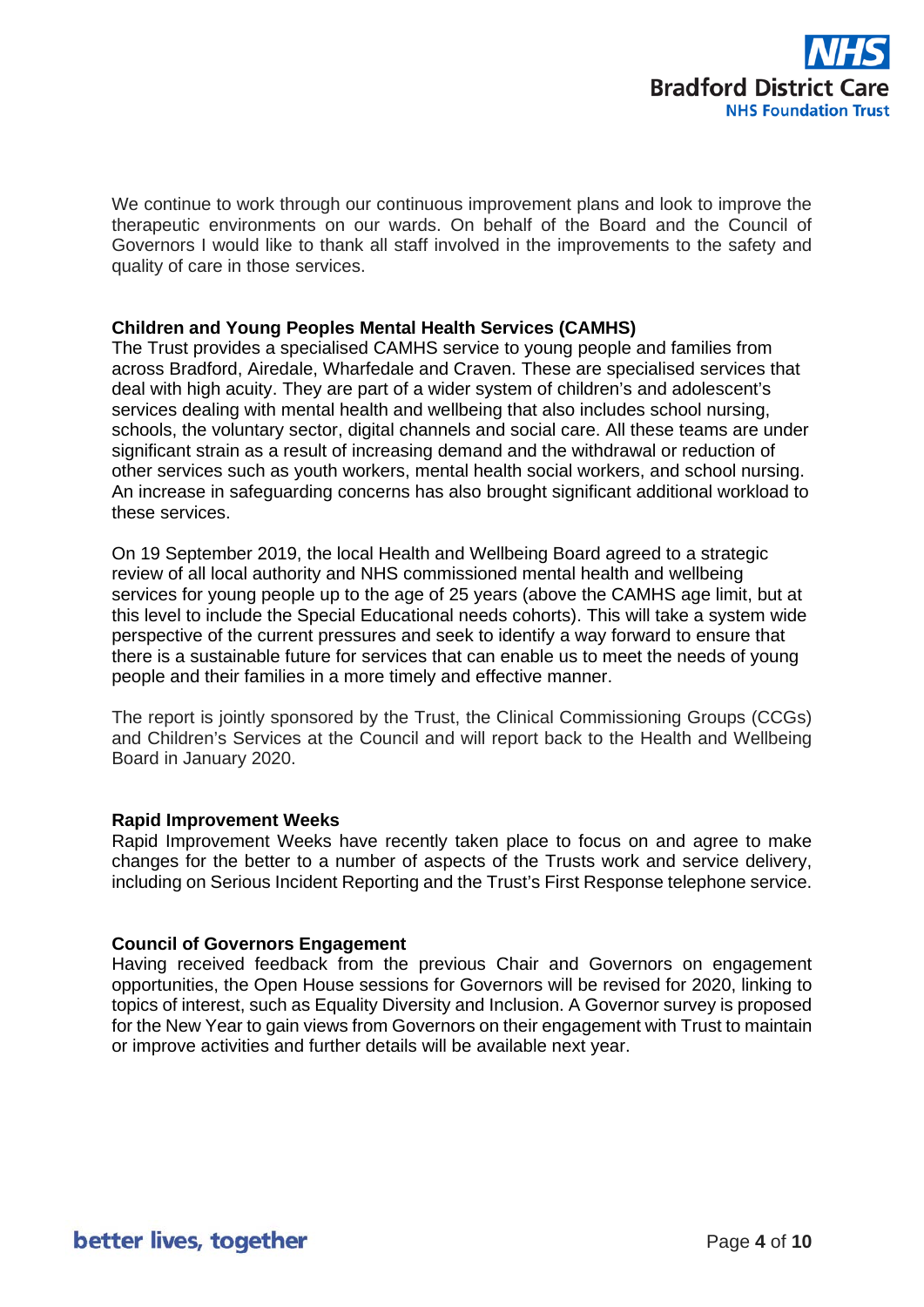We continue to work through our continuous improvement plans and look to improve the therapeutic environments on our wards. On behalf of the Board and the Council of Governors I would like to thank all staff involved in the improvements to the safety and quality of care in those services.

**Children and Young Peoples Mental Health Services (CAMHS)**
The Trust provides a specialised CAMHS service to young people and families from across Bradford, Airedale, Wharfedale and Craven. These are specialised services that deal with high acuity. They are part of a wider system of children's and adolescent's services dealing with mental health and wellbeing that also includes school nursing, schools, the voluntary sector, digital channels and social care. All these teams are under significant strain as a result of increasing demand and the withdrawal or reduction of other services such as youth workers, mental health social workers, and school nursing. An increase in safeguarding concerns has also brought significant additional workload to these services.

On 19 September 2019, the local Health and Wellbeing Board agreed to a strategic review of all local authority and NHS commissioned mental health and wellbeing services for young people up to the age of 25 years (above the CAMHS age limit, but at this level to include the Special Educational needs cohorts). This will take a system wide perspective of the current pressures and seek to identify a way forward to ensure that there is a sustainable future for services that can enable us to meet the needs of young people and their families in a more timely and effective manner.

The report is jointly sponsored by the Trust, the Clinical Commissioning Groups (CCGs) and Children's Services at the Council and will report back to the Health and Wellbeing Board in January 2020.

**Rapid Improvement Weeks**
Rapid Improvement Weeks have recently taken place to focus on and agree to make changes for the better to a number of aspects of the Trusts work and service delivery, including on Serious Incident Reporting and the Trust's First Response telephone service.

**Council of Governors Engagement**
Having received feedback from the previous Chair and Governors on engagement opportunities, the Open House sessions for Governors will be revised for 2020, linking to topics of interest, such as Equality Diversity and Inclusion. A Governor survey is proposed for the New Year to gain views from Governors on their engagement with Trust to maintain or improve activities and further details will be available next year.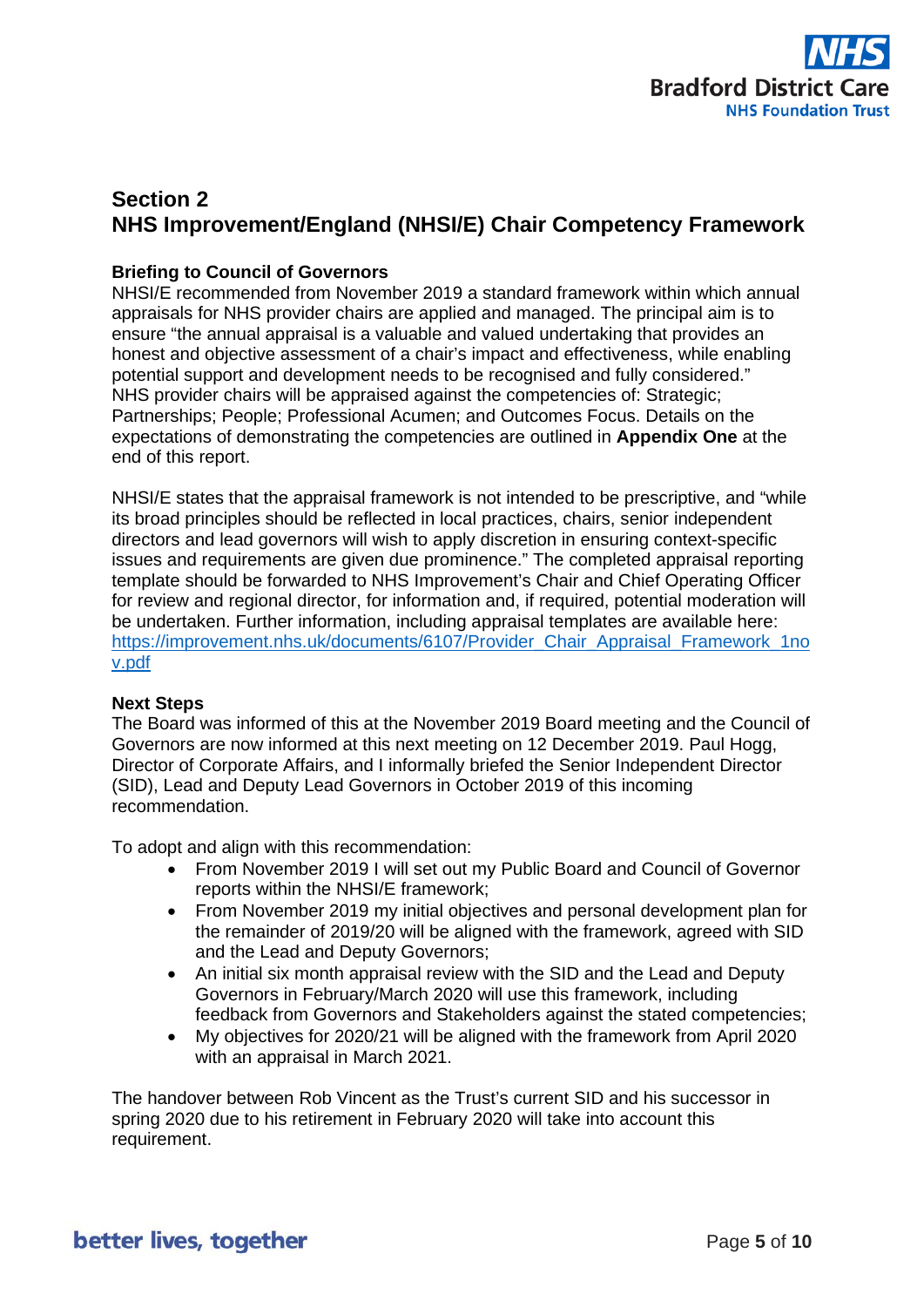## Section 2
## NHS Improvement/England (NHSI/E) Chair Competency Framework

**Briefing to Council of Governors**
NHSI/E recommended from November 2019 a standard framework within which annual appraisals for NHS provider chairs are applied and managed. The principal aim is to ensure "the annual appraisal is a valuable and valued undertaking that provides an honest and objective assessment of a chair's impact and effectiveness, while enabling potential support and development needs to be recognised and fully considered." NHS provider chairs will be appraised against the competencies of: Strategic; Partnerships; People; Professional Acumen; and Outcomes Focus. Details on the expectations of demonstrating the competencies are outlined in **Appendix One** at the end of this report.

NHSI/E states that the appraisal framework is not intended to be prescriptive, and "while its broad principles should be reflected in local practices, chairs, senior independent directors and lead governors will wish to apply discretion in ensuring context-specific issues and requirements are given due prominence." The completed appraisal reporting template should be forwarded to NHS Improvement's Chair and Chief Operating Officer for review and regional director, for information and, if required, potential moderation will be undertaken. Further information, including appraisal templates are available here: [https://improvement.nhs.uk/documents/6107/Provider_Chair_Appraisal_Framework_1nov.pdf](https://improvement.nhs.uk/documents/6107/Provider_Chair_Appraisal_Framework_1nov.pdf)

**Next Steps**
The Board was informed of this at the November 2019 Board meeting and the Council of Governors are now informed at this next meeting on 12 December 2019. Paul Hogg, Director of Corporate Affairs, and I informally briefed the Senior Independent Director (SID), Lead and Deputy Lead Governors in October 2019 of this incoming recommendation.

To adopt and align with this recommendation:

- From November 2019 I will set out my Public Board and Council of Governor reports within the NHSI/E framework;
- From November 2019 my initial objectives and personal development plan for the remainder of 2019/20 will be aligned with the framework, agreed with SID and the Lead and Deputy Governors;
- An initial six month appraisal review with the SID and the Lead and Deputy Governors in February/March 2020 will use this framework, including feedback from Governors and Stakeholders against the stated competencies;
- My objectives for 2020/21 will be aligned with the framework from April 2020 with an appraisal in March 2021.

The handover between Rob Vincent as the Trust's current SID and his successor in spring 2020 due to his retirement in February 2020 will take into account this requirement.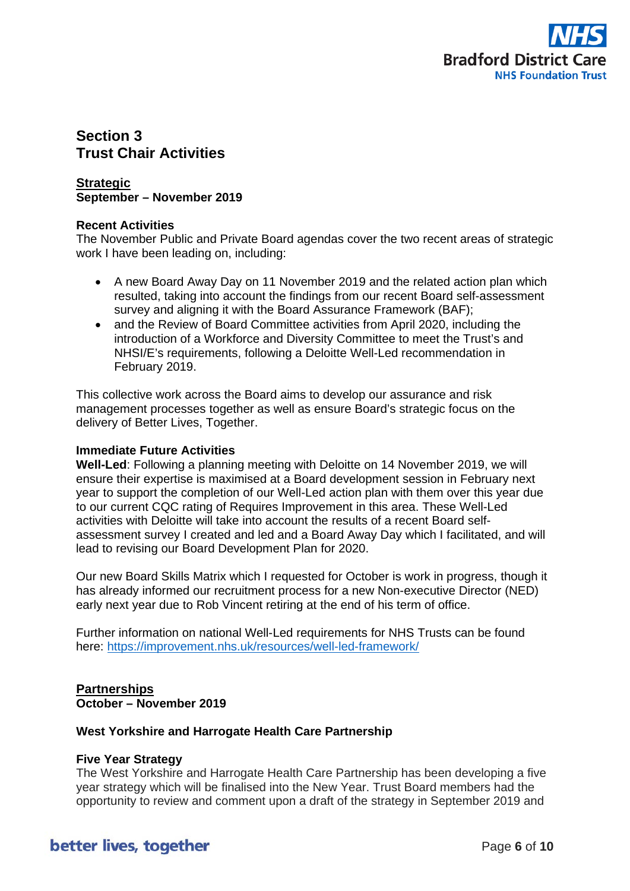## Section 3
## Trust Chair Activities

**Strategic**
**September – November 2019**

**Recent Activities**
The November Public and Private Board agendas cover the two recent areas of strategic work I have been leading on, including:

- A new Board Away Day on 11 November 2019 and the related action plan which resulted, taking into account the findings from our recent Board self-assessment survey and aligning it with the Board Assurance Framework (BAF);
- and the Review of Board Committee activities from April 2020, including the introduction of a Workforce and Diversity Committee to meet the Trust's and NHSI/E's requirements, following a Deloitte Well-Led recommendation in February 2019.

This collective work across the Board aims to develop our assurance and risk management processes together as well as ensure Board's strategic focus on the delivery of Better Lives, Together.

**Immediate Future Activities**
**Well-Led**: Following a planning meeting with Deloitte on 14 November 2019, we will ensure their expertise is maximised at a Board development session in February next year to support the completion of our Well-Led action plan with them over this year due to our current CQC rating of Requires Improvement in this area. These Well-Led activities with Deloitte will take into account the results of a recent Board self-assessment survey I created and led and a Board Away Day which I facilitated, and will lead to revising our Board Development Plan for 2020.

Our new Board Skills Matrix which I requested for October is work in progress, though it has already informed our recruitment process for a new Non-executive Director (NED) early next year due to Rob Vincent retiring at the end of his term of office.

Further information on national Well-Led requirements for NHS Trusts can be found here: https://improvement.nhs.uk/resources/well-led-framework/

**Partnerships**
**October – November 2019**

**West Yorkshire and Harrogate Health Care Partnership**

**Five Year Strategy**
The West Yorkshire and Harrogate Health Care Partnership has been developing a five year strategy which will be finalised into the New Year. Trust Board members had the opportunity to review and comment upon a draft of the strategy in September 2019 and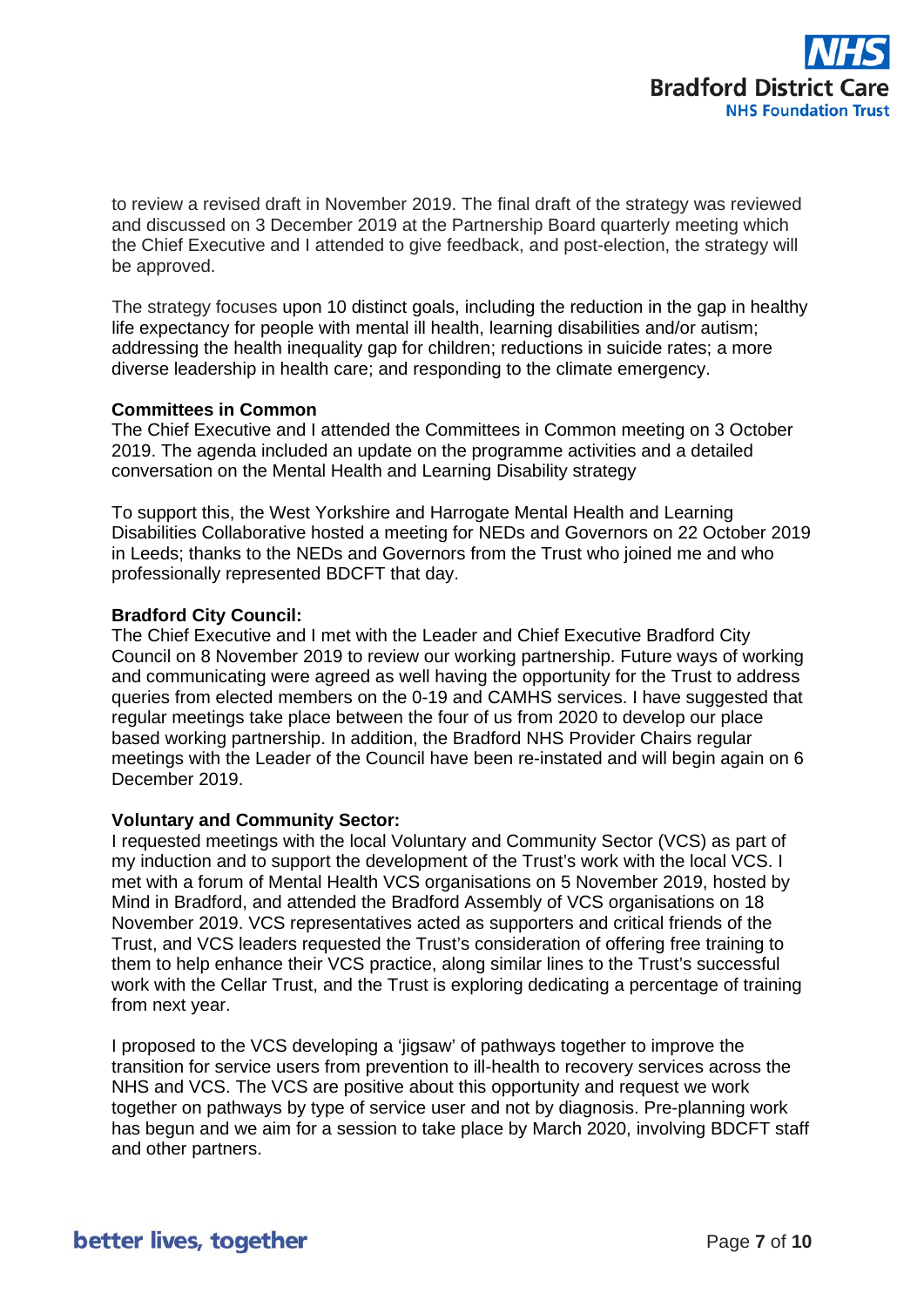to review a revised draft in November 2019. The final draft of the strategy was reviewed and discussed on 3 December 2019 at the Partnership Board quarterly meeting which the Chief Executive and I attended to give feedback, and post-election, the strategy will be approved.

The strategy focuses upon 10 distinct goals, including the reduction in the gap in healthy life expectancy for people with mental ill health, learning disabilities and/or autism; addressing the health inequality gap for children; reductions in suicide rates; a more diverse leadership in health care; and responding to the climate emergency.

**Committees in Common**
The Chief Executive and I attended the Committees in Common meeting on 3 October 2019. The agenda included an update on the programme activities and a detailed conversation on the Mental Health and Learning Disability strategy

To support this, the West Yorkshire and Harrogate Mental Health and Learning Disabilities Collaborative hosted a meeting for NEDs and Governors on 22 October 2019 in Leeds; thanks to the NEDs and Governors from the Trust who joined me and who professionally represented BDCFT that day.

**Bradford City Council:**
The Chief Executive and I met with the Leader and Chief Executive Bradford City Council on 8 November 2019 to review our working partnership. Future ways of working and communicating were agreed as well having the opportunity for the Trust to address queries from elected members on the 0-19 and CAMHS services. I have suggested that regular meetings take place between the four of us from 2020 to develop our place based working partnership. In addition, the Bradford NHS Provider Chairs regular meetings with the Leader of the Council have been re-instated and will begin again on 6 December 2019.

**Voluntary and Community Sector:**
I requested meetings with the local Voluntary and Community Sector (VCS) as part of my induction and to support the development of the Trust's work with the local VCS. I met with a forum of Mental Health VCS organisations on 5 November 2019, hosted by Mind in Bradford, and attended the Bradford Assembly of VCS organisations on 18 November 2019. VCS representatives acted as supporters and critical friends of the Trust, and VCS leaders requested the Trust's consideration of offering free training to them to help enhance their VCS practice, along similar lines to the Trust's successful work with the Cellar Trust, and the Trust is exploring dedicating a percentage of training from next year.

I proposed to the VCS developing a 'jigsaw' of pathways together to improve the transition for service users from prevention to ill-health to recovery services across the NHS and VCS. The VCS are positive about this opportunity and request we work together on pathways by type of service user and not by diagnosis. Pre-planning work has begun and we aim for a session to take place by March 2020, involving BDCFT staff and other partners.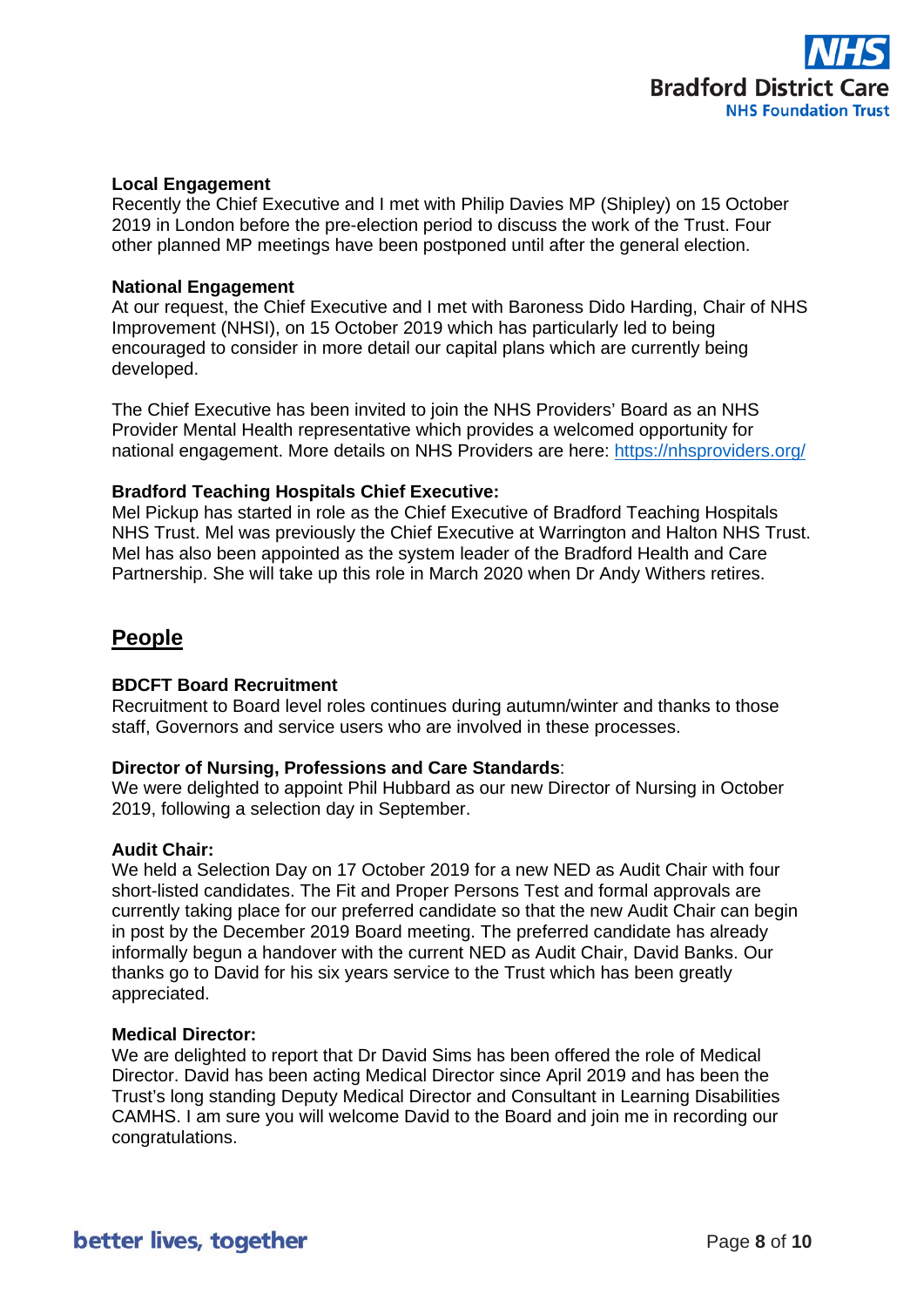**Local Engagement**
Recently the Chief Executive and I met with Philip Davies MP (Shipley) on 15 October 2019 in London before the pre-election period to discuss the work of the Trust. Four other planned MP meetings have been postponed until after the general election.

**National Engagement**
At our request, the Chief Executive and I met with Baroness Dido Harding, Chair of NHS Improvement (NHSI), on 15 October 2019 which has particularly led to being encouraged to consider in more detail our capital plans which are currently being developed.

The Chief Executive has been invited to join the NHS Providers' Board as an NHS Provider Mental Health representative which provides a welcomed opportunity for national engagement. More details on NHS Providers are here: [https://nhsproviders.org/](https://nhsproviders.org/)

**Bradford Teaching Hospitals Chief Executive:**
Mel Pickup has started in role as the Chief Executive of Bradford Teaching Hospitals NHS Trust. Mel was previously the Chief Executive at Warrington and Halton NHS Trust. Mel has also been appointed as the system leader of the Bradford Health and Care Partnership. She will take up this role in March 2020 when Dr Andy Withers retires.

## People

**BDCFT Board Recruitment**
Recruitment to Board level roles continues during autumn/winter and thanks to those staff, Governors and service users who are involved in these processes.

**Director of Nursing, Professions and Care Standards**:
We were delighted to appoint Phil Hubbard as our new Director of Nursing in October 2019, following a selection day in September.

**Audit Chair:**
We held a Selection Day on 17 October 2019 for a new NED as Audit Chair with four short-listed candidates. The Fit and Proper Persons Test and formal approvals are currently taking place for our preferred candidate so that the new Audit Chair can begin in post by the December 2019 Board meeting. The preferred candidate has already informally begun a handover with the current NED as Audit Chair, David Banks. Our thanks go to David for his six years service to the Trust which has been greatly appreciated.

**Medical Director:**
We are delighted to report that Dr David Sims has been offered the role of Medical Director. David has been acting Medical Director since April 2019 and has been the Trust's long standing Deputy Medical Director and Consultant in Learning Disabilities CAMHS. I am sure you will welcome David to the Board and join me in recording our congratulations.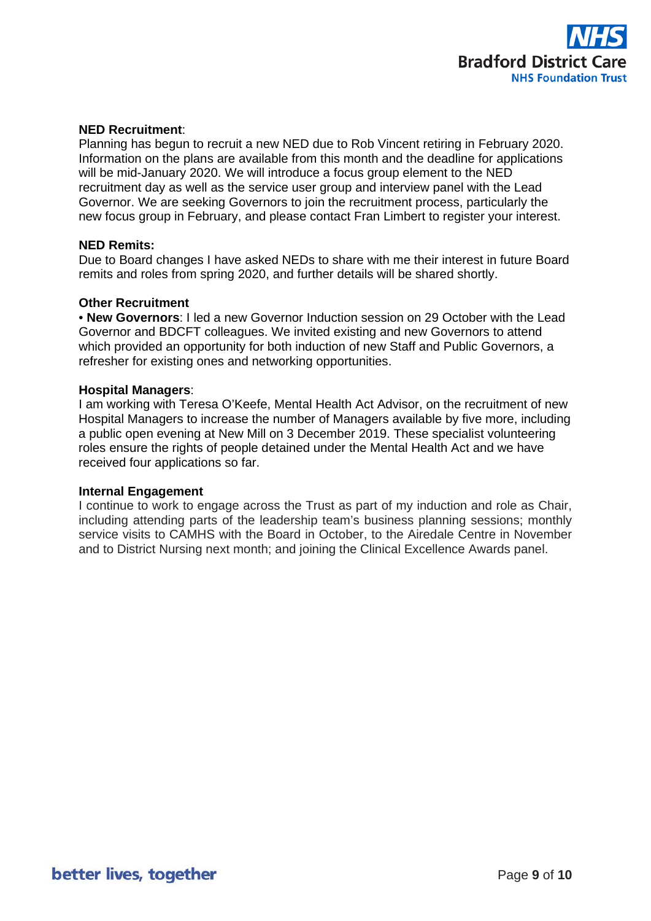**NED Recruitment**:
Planning has begun to recruit a new NED due to Rob Vincent retiring in February 2020. Information on the plans are available from this month and the deadline for applications will be mid-January 2020. We will introduce a focus group element to the NED recruitment day as well as the service user group and interview panel with the Lead Governor. We are seeking Governors to join the recruitment process, particularly the new focus group in February, and please contact Fran Limbert to register your interest.

**NED Remits:**
Due to Board changes I have asked NEDs to share with me their interest in future Board remits and roles from spring 2020, and further details will be shared shortly.

**Other Recruitment**
• **New Governors**: I led a new Governor Induction session on 29 October with the Lead Governor and BDCFT colleagues. We invited existing and new Governors to attend which provided an opportunity for both induction of new Staff and Public Governors, a refresher for existing ones and networking opportunities.

**Hospital Managers**:
I am working with Teresa O'Keefe, Mental Health Act Advisor, on the recruitment of new Hospital Managers to increase the number of Managers available by five more, including a public open evening at New Mill on 3 December 2019. These specialist volunteering roles ensure the rights of people detained under the Mental Health Act and we have received four applications so far.

**Internal Engagement**
I continue to work to engage across the Trust as part of my induction and role as Chair, including attending parts of the leadership team's business planning sessions; monthly service visits to CAMHS with the Board in October, to the Airedale Centre in November and to District Nursing next month; and joining the Clinical Excellence Awards panel.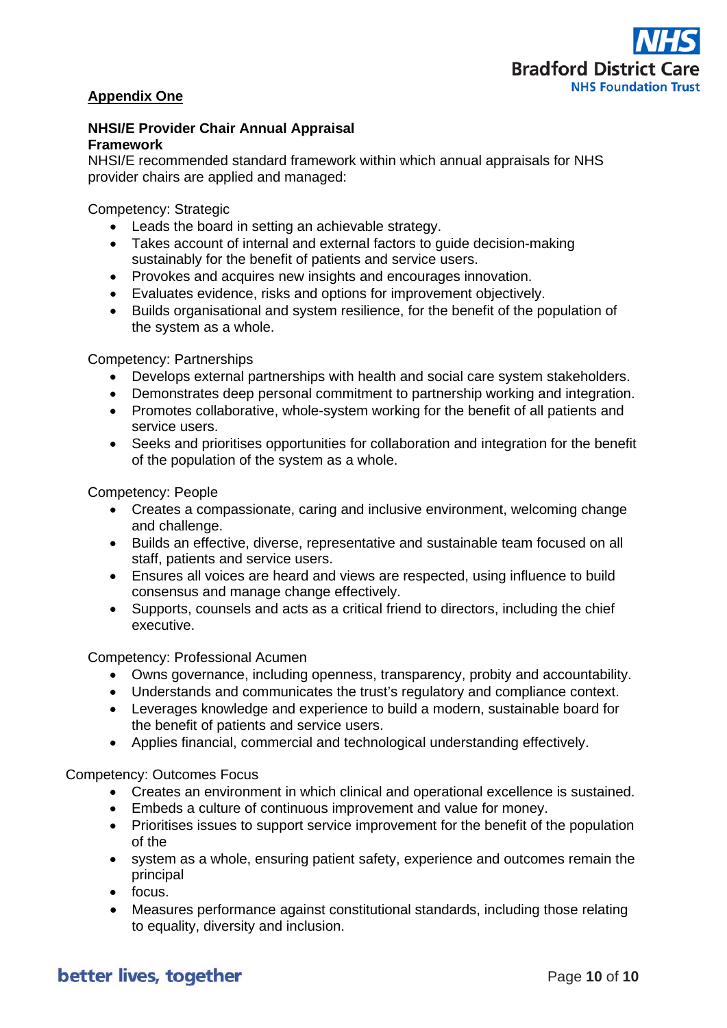**Appendix One**

**NHSI/E Provider Chair Annual Appraisal Framework**

NHSI/E recommended standard framework within which annual appraisals for NHS provider chairs are applied and managed:

Competency: Strategic

- Leads the board in setting an achievable strategy.
- Takes account of internal and external factors to guide decision-making sustainably for the benefit of patients and service users.
- Provokes and acquires new insights and encourages innovation.
- Evaluates evidence, risks and options for improvement objectively.
- Builds organisational and system resilience, for the benefit of the population of the system as a whole.

Competency: Partnerships

- Develops external partnerships with health and social care system stakeholders.
- Demonstrates deep personal commitment to partnership working and integration.
- Promotes collaborative, whole-system working for the benefit of all patients and service users.
- Seeks and prioritises opportunities for collaboration and integration for the benefit of the population of the system as a whole.

Competency: People

- Creates a compassionate, caring and inclusive environment, welcoming change and challenge.
- Builds an effective, diverse, representative and sustainable team focused on all staff, patients and service users.
- Ensures all voices are heard and views are respected, using influence to build consensus and manage change effectively.
- Supports, counsels and acts as a critical friend to directors, including the chief executive.

Competency: Professional Acumen

- Owns governance, including openness, transparency, probity and accountability.
- Understands and communicates the trust's regulatory and compliance context.
- Leverages knowledge and experience to build a modern, sustainable board for the benefit of patients and service users.
- Applies financial, commercial and technological understanding effectively.

Competency: Outcomes Focus

- Creates an environment in which clinical and operational excellence is sustained.
- Embeds a culture of continuous improvement and value for money.
- Prioritises issues to support service improvement for the benefit of the population of the
- system as a whole, ensuring patient safety, experience and outcomes remain the principal
- focus.
- Measures performance against constitutional standards, including those relating to equality, diversity and inclusion.